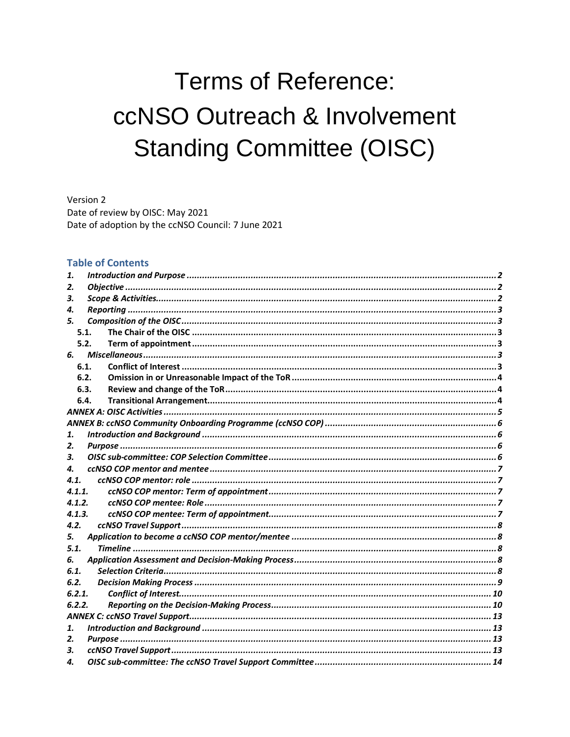# Terms of Reference: ccNSO Outreach & Involvement Standing Committee (OISC)

Version 2
Date of review by OISC: May 2021
Date of adoption by the ccNSO Council: 7 June 2021

## Table of Contents

*1. Introduction and Purpose* ........ 2
*2. Objective* ........ 2
*3. Scope & Activities* ........ 2
*4. Reporting* ........ 3
*5. Composition of the OISC* ........ 3
  5.1. The Chair of the OISC ........ 3
  5.2. Term of appointment ........ 3
*6. Miscellaneous* ........ 3
  6.1. Conflict of Interest ........ 3
  6.2. Omission in or Unreasonable Impact of the ToR ........ 4
  6.3. Review and change of the ToR ........ 4
  6.4. Transitional Arrangement ........ 4
*ANNEX A: OISC Activities* ........ 5
*ANNEX B: ccNSO Community Onboarding Programme (ccNSO COP)* ........ 6
*1. Introduction and Background* ........ 6
*2. Purpose* ........ 6
*3. OISC sub-committee: COP Selection Committee* ........ 6
*4. ccNSO COP mentor and mentee* ........ 7
*4.1. ccNSO COP mentor: role* ........ 7
*4.1.1. ccNSO COP mentor: Term of appointment* ........ 7
*4.1.2. ccNSO COP mentee: Role* ........ 7
*4.1.3. ccNSO COP mentee: Term of appointment* ........ 7
*4.2. ccNSO Travel Support* ........ 8
*5. Application to become a ccNSO COP mentor/mentee* ........ 8
*5.1. Timeline* ........ 8
*6. Application Assessment and Decision-Making Process* ........ 8
*6.1. Selection Criteria* ........ 8
*6.2. Decision Making Process* ........ 9
*6.2.1. Conflict of Interest* ........ 10
*6.2.2. Reporting on the Decision-Making Process* ........ 10
*ANNEX C: ccNSO Travel Support* ........ 13
*1. Introduction and Background* ........ 13
*2. Purpose* ........ 13
*3. ccNSO Travel Support* ........ 13
*4. OISC sub-committee: The ccNSO Travel Support Committee* ........ 14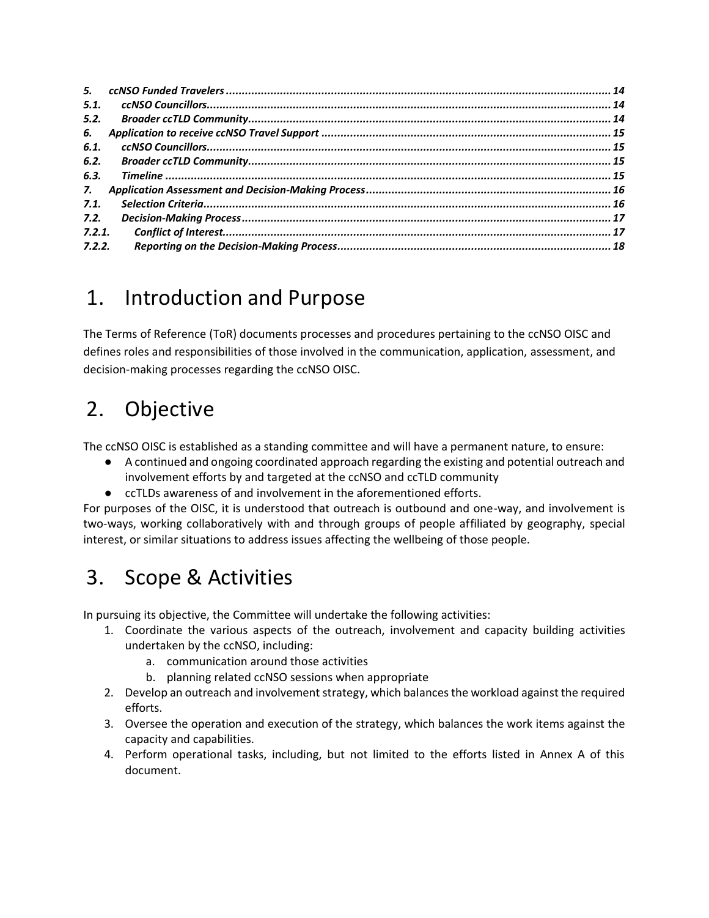*5. ccNSO Funded Travelers* ........................................ *14*
*5.1. ccNSO Councillors* ........................................ *14*
*5.2. Broader ccTLD Community* ........................................ *14*
*6. Application to receive ccNSO Travel Support* ........................................ *15*
*6.1. ccNSO Councillors* ........................................ *15*
*6.2. Broader ccTLD Community* ........................................ *15*
*6.3. Timeline* ........................................ *15*
*7. Application Assessment and Decision-Making Process* ........................................ *16*
*7.1. Selection Criteria* ........................................ *16*
*7.2. Decision-Making Process* ........................................ *17*
*7.2.1. Conflict of Interest* ........................................ *17*
*7.2.2. Reporting on the Decision-Making Process* ........................................ *18*

# 1. Introduction and Purpose

The Terms of Reference (ToR) documents processes and procedures pertaining to the ccNSO OISC and defines roles and responsibilities of those involved in the communication, application, assessment, and decision-making processes regarding the ccNSO OISC.

# 2. Objective

The ccNSO OISC is established as a standing committee and will have a permanent nature, to ensure:

- A continued and ongoing coordinated approach regarding the existing and potential outreach and involvement efforts by and targeted at the ccNSO and ccTLD community
- ccTLDs awareness of and involvement in the aforementioned efforts.

For purposes of the OISC, it is understood that outreach is outbound and one-way, and involvement is two-ways, working collaboratively with and through groups of people affiliated by geography, special interest, or similar situations to address issues affecting the wellbeing of those people.

# 3. Scope & Activities

In pursuing its objective, the Committee will undertake the following activities:

1. Coordinate the various aspects of the outreach, involvement and capacity building activities undertaken by the ccNSO, including:
    a. communication around those activities
    b. planning related ccNSO sessions when appropriate
2. Develop an outreach and involvement strategy, which balances the workload against the required efforts.
3. Oversee the operation and execution of the strategy, which balances the work items against the capacity and capabilities.
4. Perform operational tasks, including, but not limited to the efforts listed in Annex A of this document.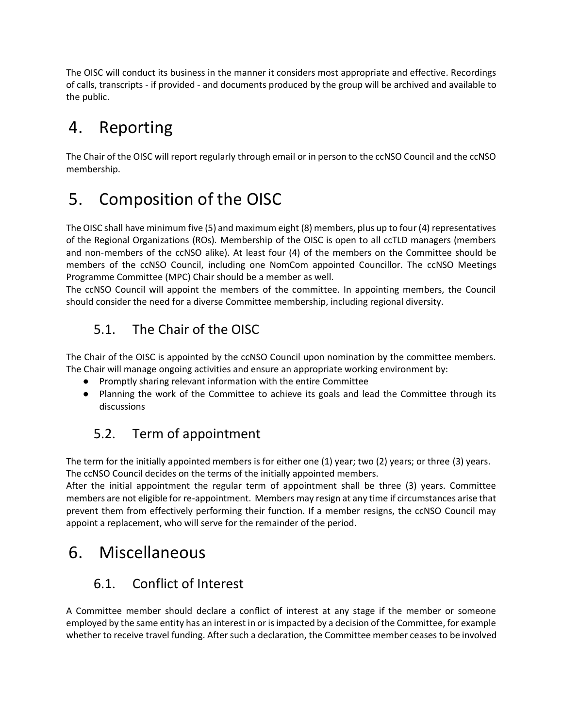The OISC will conduct its business in the manner it considers most appropriate and effective. Recordings of calls, transcripts - if provided - and documents produced by the group will be archived and available to the public.

# 4. Reporting

The Chair of the OISC will report regularly through email or in person to the ccNSO Council and the ccNSO membership.

# 5. Composition of the OISC

The OISC shall have minimum five (5) and maximum eight (8) members, plus up to four (4) representatives of the Regional Organizations (ROs). Membership of the OISC is open to all ccTLD managers (members and non-members of the ccNSO alike). At least four (4) of the members on the Committee should be members of the ccNSO Council, including one NomCom appointed Councillor. The ccNSO Meetings Programme Committee (MPC) Chair should be a member as well.
The ccNSO Council will appoint the members of the committee. In appointing members, the Council should consider the need for a diverse Committee membership, including regional diversity.

## 5.1. The Chair of the OISC

The Chair of the OISC is appointed by the ccNSO Council upon nomination by the committee members. The Chair will manage ongoing activities and ensure an appropriate working environment by:

- Promptly sharing relevant information with the entire Committee
- Planning the work of the Committee to achieve its goals and lead the Committee through its discussions

## 5.2. Term of appointment

The term for the initially appointed members is for either one (1) year; two (2) years; or three (3) years. The ccNSO Council decides on the terms of the initially appointed members.
After the initial appointment the regular term of appointment shall be three (3) years. Committee members are not eligible for re-appointment. Members may resign at any time if circumstances arise that prevent them from effectively performing their function. If a member resigns, the ccNSO Council may appoint a replacement, who will serve for the remainder of the period.

# 6. Miscellaneous

## 6.1. Conflict of Interest

A Committee member should declare a conflict of interest at any stage if the member or someone employed by the same entity has an interest in or is impacted by a decision of the Committee, for example whether to receive travel funding. After such a declaration, the Committee member ceases to be involved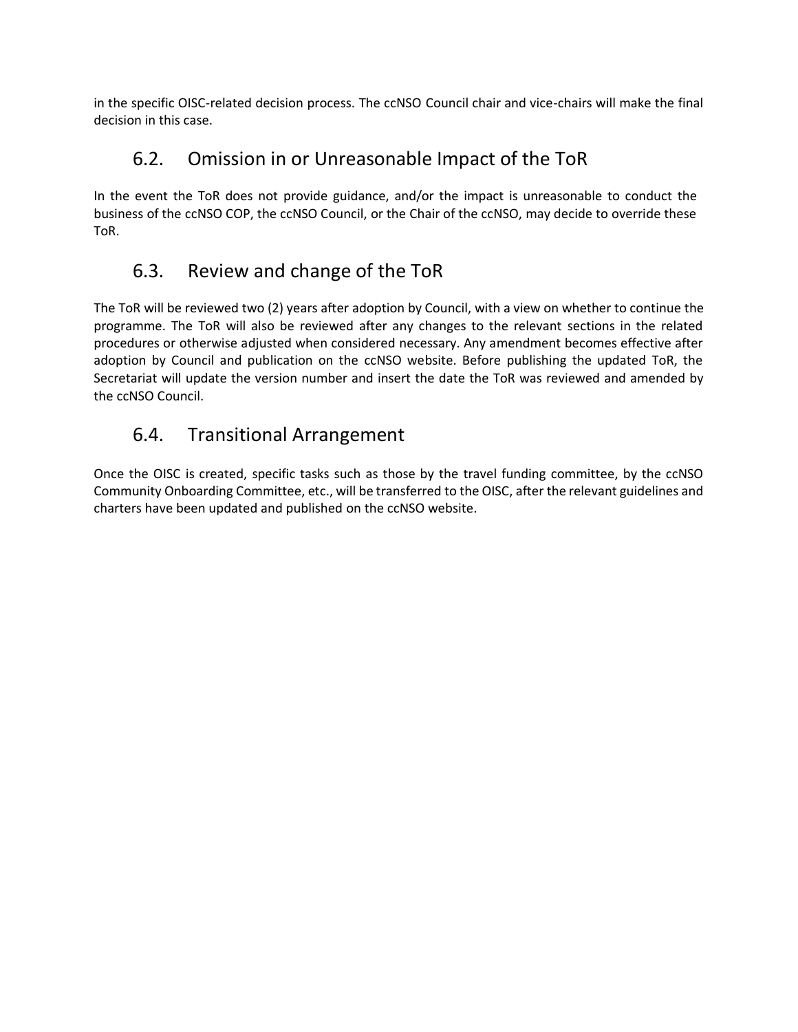in the specific OISC-related decision process. The ccNSO Council chair and vice-chairs will make the final decision in this case.

## 6.2. Omission in or Unreasonable Impact of the ToR

In the event the ToR does not provide guidance, and/or the impact is unreasonable to conduct the business of the ccNSO COP, the ccNSO Council, or the Chair of the ccNSO, may decide to override these ToR.

## 6.3. Review and change of the ToR

The ToR will be reviewed two (2) years after adoption by Council, with a view on whether to continue the programme. The ToR will also be reviewed after any changes to the relevant sections in the related procedures or otherwise adjusted when considered necessary. Any amendment becomes effective after adoption by Council and publication on the ccNSO website. Before publishing the updated ToR, the Secretariat will update the version number and insert the date the ToR was reviewed and amended by the ccNSO Council.

## 6.4. Transitional Arrangement

Once the OISC is created, specific tasks such as those by the travel funding committee, by the ccNSO Community Onboarding Committee, etc., will be transferred to the OISC, after the relevant guidelines and charters have been updated and published on the ccNSO website.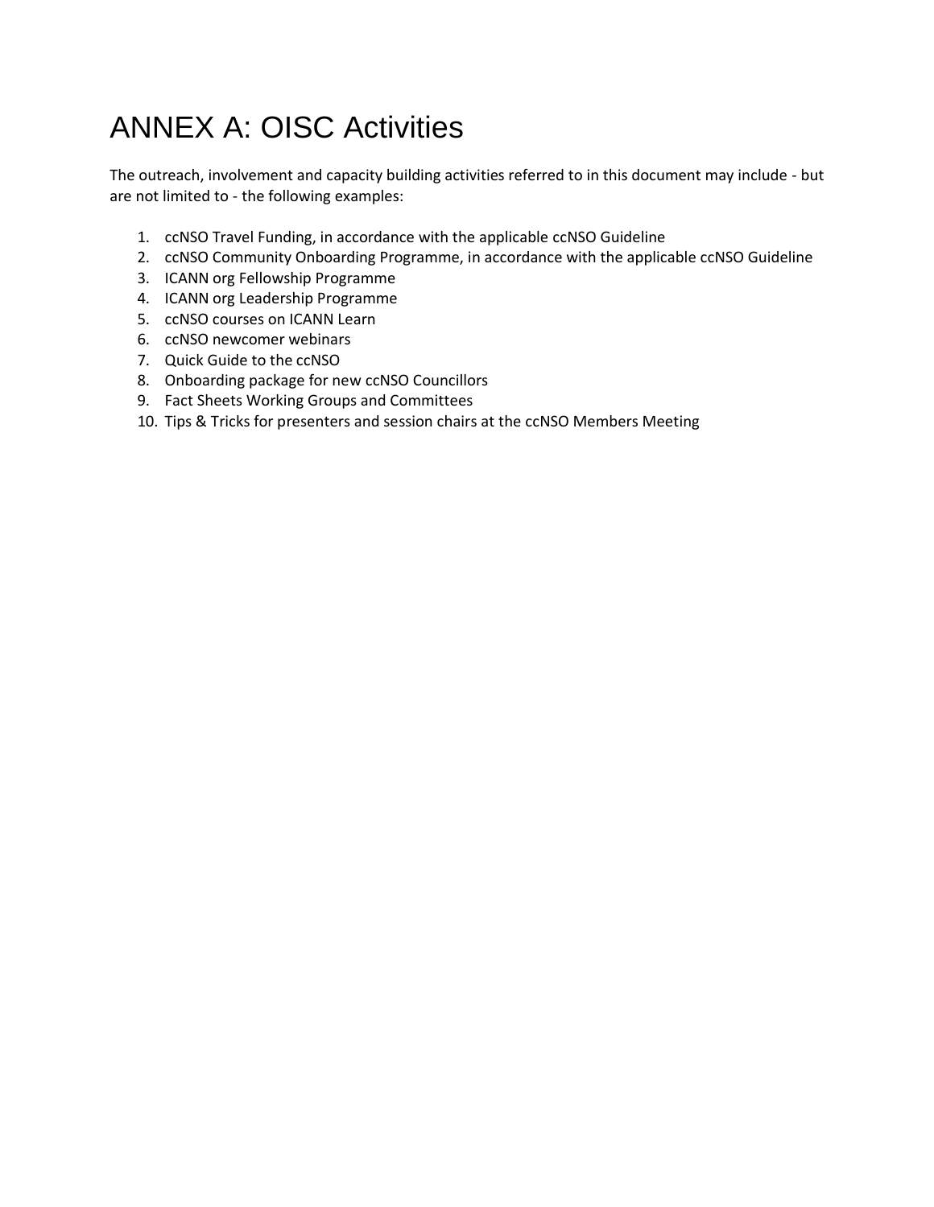# ANNEX A: OISC Activities

The outreach, involvement and capacity building activities referred to in this document may include - but are not limited to - the following examples:

1. ccNSO Travel Funding, in accordance with the applicable ccNSO Guideline
2. ccNSO Community Onboarding Programme, in accordance with the applicable ccNSO Guideline
3. ICANN org Fellowship Programme
4. ICANN org Leadership Programme
5. ccNSO courses on ICANN Learn
6. ccNSO newcomer webinars
7. Quick Guide to the ccNSO
8. Onboarding package for new ccNSO Councillors
9. Fact Sheets Working Groups and Committees
10. Tips & Tricks for presenters and session chairs at the ccNSO Members Meeting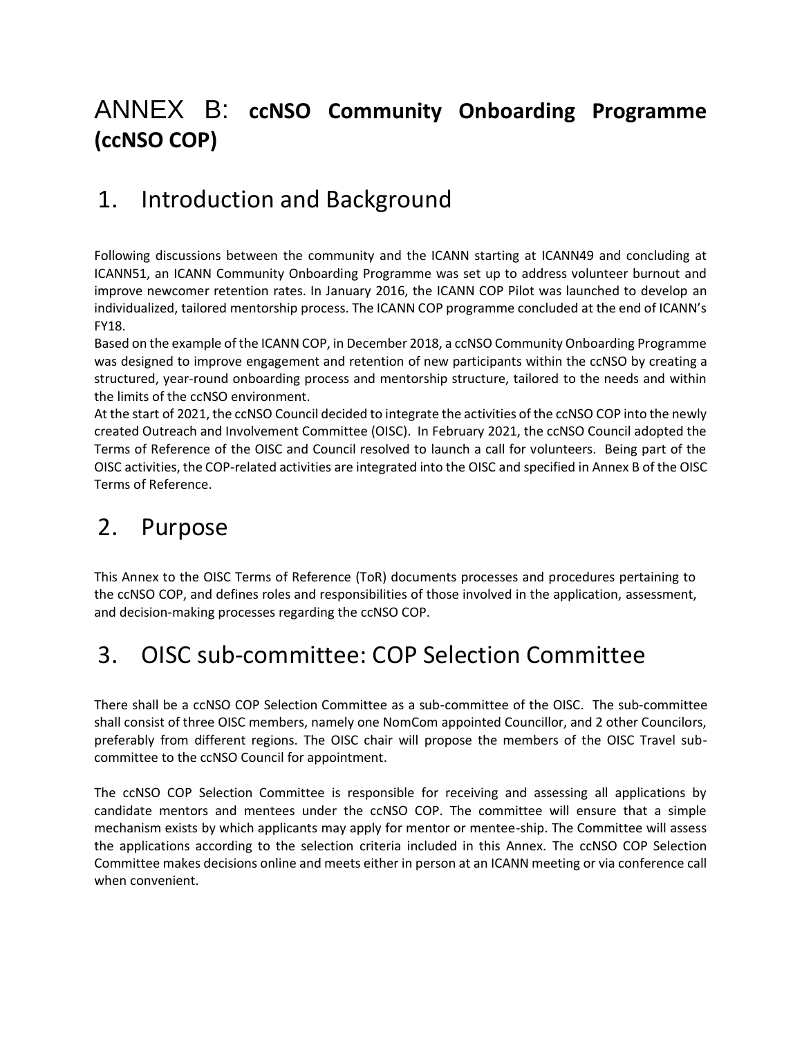# ANNEX B: **ccNSO Community Onboarding Programme (ccNSO COP)**

## 1. Introduction and Background

Following discussions between the community and the ICANN starting at ICANN49 and concluding at ICANN51, an ICANN Community Onboarding Programme was set up to address volunteer burnout and improve newcomer retention rates. In January 2016, the ICANN COP Pilot was launched to develop an individualized, tailored mentorship process. The ICANN COP programme concluded at the end of ICANN's FY18.

Based on the example of the ICANN COP, in December 2018, a ccNSO Community Onboarding Programme was designed to improve engagement and retention of new participants within the ccNSO by creating a structured, year-round onboarding process and mentorship structure, tailored to the needs and within the limits of the ccNSO environment.

At the start of 2021, the ccNSO Council decided to integrate the activities of the ccNSO COP into the newly created Outreach and Involvement Committee (OISC). In February 2021, the ccNSO Council adopted the Terms of Reference of the OISC and Council resolved to launch a call for volunteers. Being part of the OISC activities, the COP-related activities are integrated into the OISC and specified in Annex B of the OISC Terms of Reference.

## 2. Purpose

This Annex to the OISC Terms of Reference (ToR) documents processes and procedures pertaining to the ccNSO COP, and defines roles and responsibilities of those involved in the application, assessment, and decision-making processes regarding the ccNSO COP.

## 3. OISC sub-committee: COP Selection Committee

There shall be a ccNSO COP Selection Committee as a sub-committee of the OISC. The sub-committee shall consist of three OISC members, namely one NomCom appointed Councillor, and 2 other Councilors, preferably from different regions. The OISC chair will propose the members of the OISC Travel sub-committee to the ccNSO Council for appointment.

The ccNSO COP Selection Committee is responsible for receiving and assessing all applications by candidate mentors and mentees under the ccNSO COP. The committee will ensure that a simple mechanism exists by which applicants may apply for mentor or mentee-ship. The Committee will assess the applications according to the selection criteria included in this Annex. The ccNSO COP Selection Committee makes decisions online and meets either in person at an ICANN meeting or via conference call when convenient.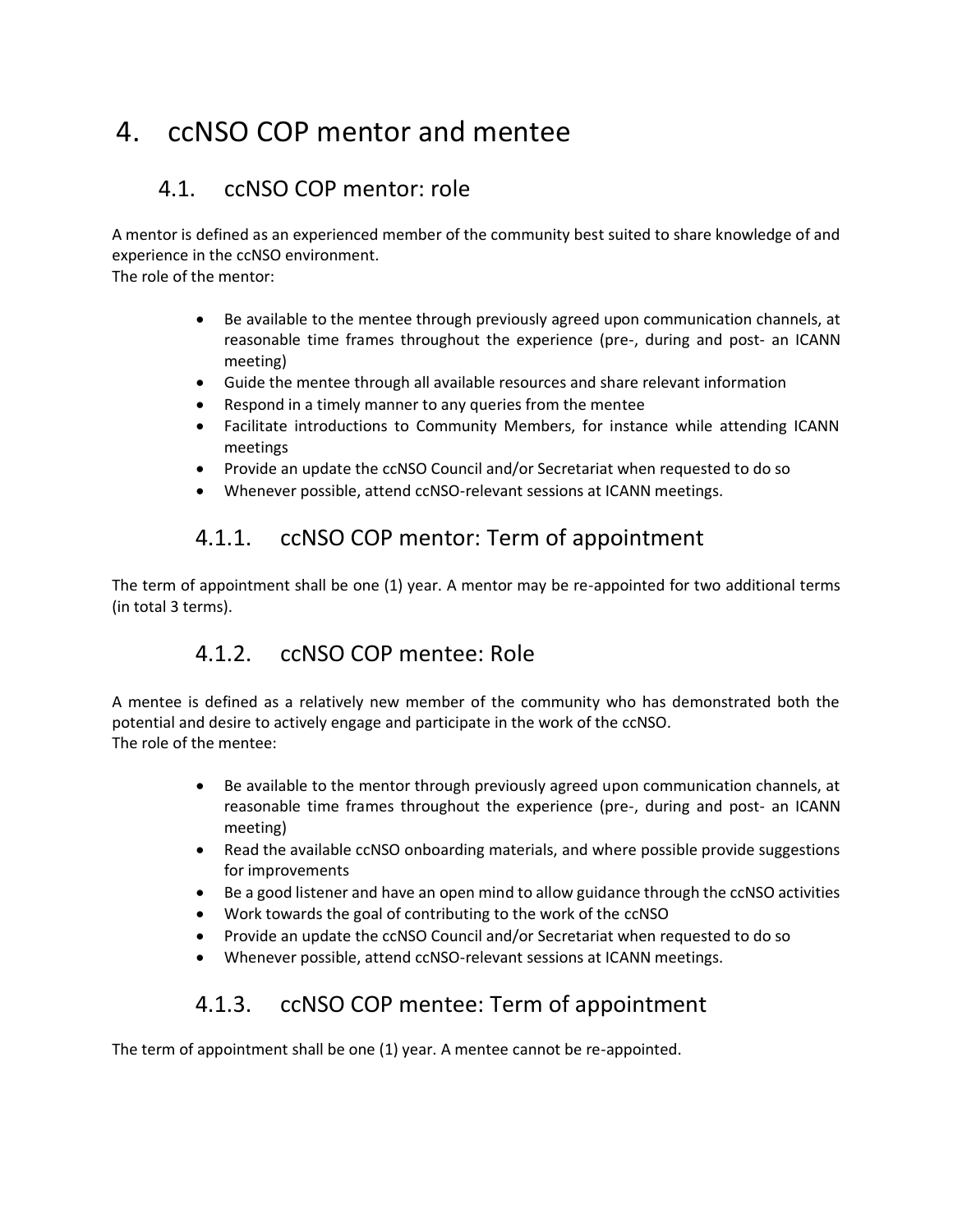# 4. ccNSO COP mentor and mentee

## 4.1. ccNSO COP mentor: role

A mentor is defined as an experienced member of the community best suited to share knowledge of and experience in the ccNSO environment.
The role of the mentor:

- Be available to the mentee through previously agreed upon communication channels, at reasonable time frames throughout the experience (pre-, during and post- an ICANN meeting)
- Guide the mentee through all available resources and share relevant information
- Respond in a timely manner to any queries from the mentee
- Facilitate introductions to Community Members, for instance while attending ICANN meetings
- Provide an update the ccNSO Council and/or Secretariat when requested to do so
- Whenever possible, attend ccNSO-relevant sessions at ICANN meetings.

### 4.1.1. ccNSO COP mentor: Term of appointment

The term of appointment shall be one (1) year. A mentor may be re-appointed for two additional terms (in total 3 terms).

### 4.1.2. ccNSO COP mentee: Role

A mentee is defined as a relatively new member of the community who has demonstrated both the potential and desire to actively engage and participate in the work of the ccNSO.
The role of the mentee:

- Be available to the mentor through previously agreed upon communication channels, at reasonable time frames throughout the experience (pre-, during and post- an ICANN meeting)
- Read the available ccNSO onboarding materials, and where possible provide suggestions for improvements
- Be a good listener and have an open mind to allow guidance through the ccNSO activities
- Work towards the goal of contributing to the work of the ccNSO
- Provide an update the ccNSO Council and/or Secretariat when requested to do so
- Whenever possible, attend ccNSO-relevant sessions at ICANN meetings.

### 4.1.3. ccNSO COP mentee: Term of appointment

The term of appointment shall be one (1) year. A mentee cannot be re-appointed.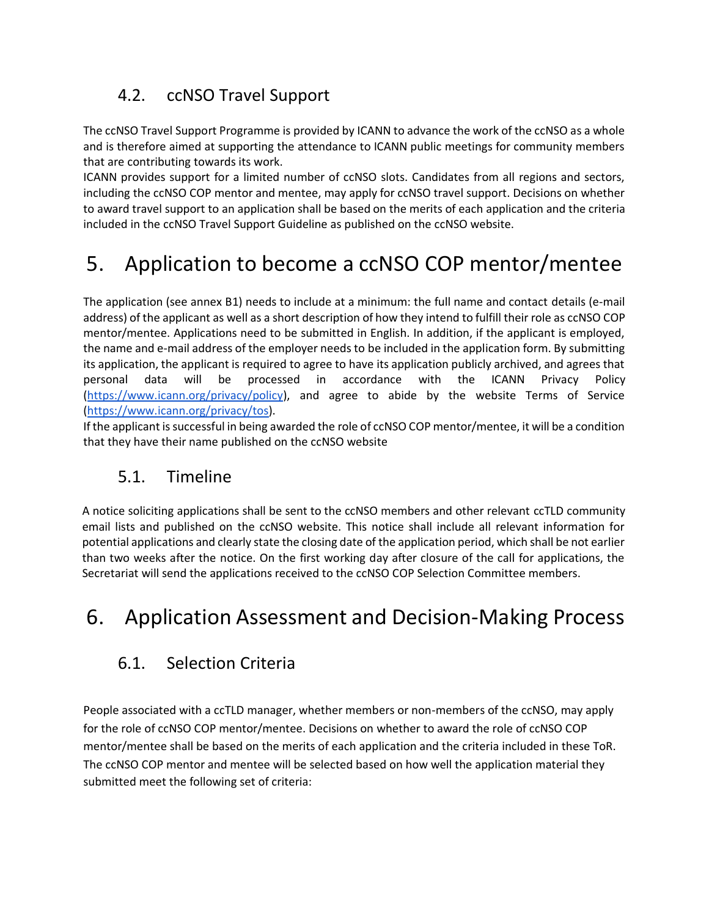### 4.2. ccNSO Travel Support

The ccNSO Travel Support Programme is provided by ICANN to advance the work of the ccNSO as a whole and is therefore aimed at supporting the attendance to ICANN public meetings for community members that are contributing towards its work.
ICANN provides support for a limited number of ccNSO slots. Candidates from all regions and sectors, including the ccNSO COP mentor and mentee, may apply for ccNSO travel support. Decisions on whether to award travel support to an application shall be based on the merits of each application and the criteria included in the ccNSO Travel Support Guideline as published on the ccNSO website.

## 5. Application to become a ccNSO COP mentor/mentee

The application (see annex B1) needs to include at a minimum: the full name and contact details (e-mail address) of the applicant as well as a short description of how they intend to fulfill their role as ccNSO COP mentor/mentee. Applications need to be submitted in English. In addition, if the applicant is employed, the name and e-mail address of the employer needs to be included in the application form. By submitting its application, the applicant is required to agree to have its application publicly archived, and agrees that personal data will be processed in accordance with the ICANN Privacy Policy (https://www.icann.org/privacy/policy), and agree to abide by the website Terms of Service (https://www.icann.org/privacy/tos).
If the applicant is successful in being awarded the role of ccNSO COP mentor/mentee, it will be a condition that they have their name published on the ccNSO website

### 5.1. Timeline

A notice soliciting applications shall be sent to the ccNSO members and other relevant ccTLD community email lists and published on the ccNSO website. This notice shall include all relevant information for potential applications and clearly state the closing date of the application period, which shall be not earlier than two weeks after the notice. On the first working day after closure of the call for applications, the Secretariat will send the applications received to the ccNSO COP Selection Committee members.

## 6. Application Assessment and Decision-Making Process

### 6.1. Selection Criteria

People associated with a ccTLD manager, whether members or non-members of the ccNSO, may apply for the role of ccNSO COP mentor/mentee. Decisions on whether to award the role of ccNSO COP mentor/mentee shall be based on the merits of each application and the criteria included in these ToR. The ccNSO COP mentor and mentee will be selected based on how well the application material they submitted meet the following set of criteria: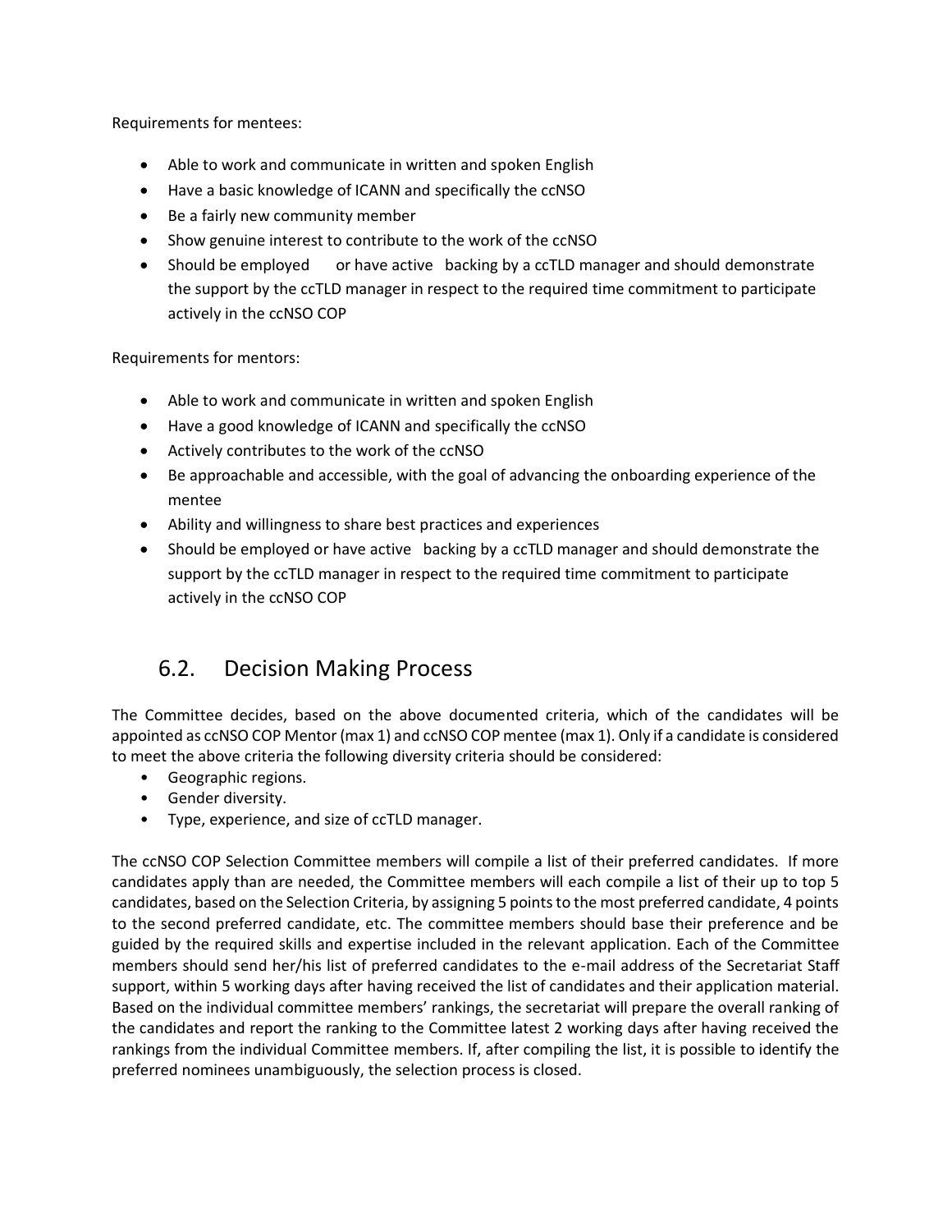Requirements for mentees:

- Able to work and communicate in written and spoken English
- Have a basic knowledge of ICANN and specifically the ccNSO
- Be a fairly new community member
- Show genuine interest to contribute to the work of the ccNSO
- Should be employed or have active backing by a ccTLD manager and should demonstrate the support by the ccTLD manager in respect to the required time commitment to participate actively in the ccNSO COP

Requirements for mentors:

- Able to work and communicate in written and spoken English
- Have a good knowledge of ICANN and specifically the ccNSO
- Actively contributes to the work of the ccNSO
- Be approachable and accessible, with the goal of advancing the onboarding experience of the mentee
- Ability and willingness to share best practices and experiences
- Should be employed or have active backing by a ccTLD manager and should demonstrate the support by the ccTLD manager in respect to the required time commitment to participate actively in the ccNSO COP

## 6.2. Decision Making Process

The Committee decides, based on the above documented criteria, which of the candidates will be appointed as ccNSO COP Mentor (max 1) and ccNSO COP mentee (max 1). Only if a candidate is considered to meet the above criteria the following diversity criteria should be considered:

- Geographic regions.
- Gender diversity.
- Type, experience, and size of ccTLD manager.

The ccNSO COP Selection Committee members will compile a list of their preferred candidates. If more candidates apply than are needed, the Committee members will each compile a list of their up to top 5 candidates, based on the Selection Criteria, by assigning 5 points to the most preferred candidate, 4 points to the second preferred candidate, etc. The committee members should base their preference and be guided by the required skills and expertise included in the relevant application. Each of the Committee members should send her/his list of preferred candidates to the e-mail address of the Secretariat Staff support, within 5 working days after having received the list of candidates and their application material. Based on the individual committee members' rankings, the secretariat will prepare the overall ranking of the candidates and report the ranking to the Committee latest 2 working days after having received the rankings from the individual Committee members. If, after compiling the list, it is possible to identify the preferred nominees unambiguously, the selection process is closed.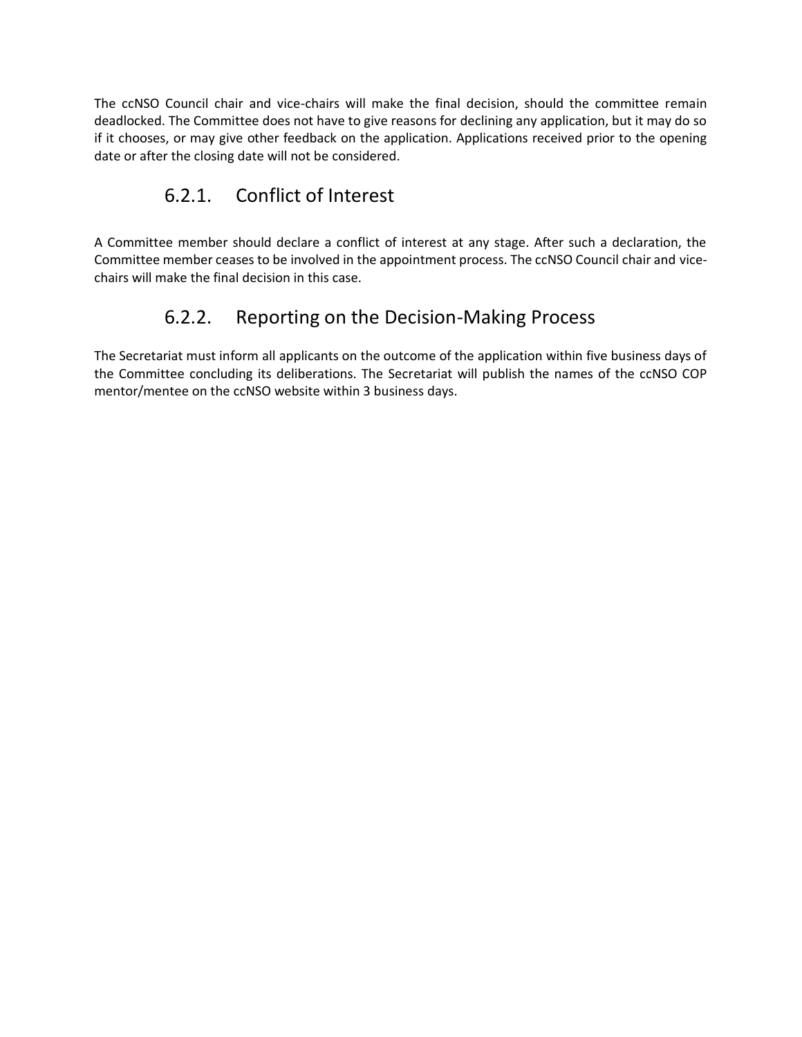The ccNSO Council chair and vice-chairs will make the final decision, should the committee remain deadlocked. The Committee does not have to give reasons for declining any application, but it may do so if it chooses, or may give other feedback on the application. Applications received prior to the opening date or after the closing date will not be considered.

### 6.2.1. Conflict of Interest

A Committee member should declare a conflict of interest at any stage. After such a declaration, the Committee member ceases to be involved in the appointment process. The ccNSO Council chair and vice-chairs will make the final decision in this case.

### 6.2.2. Reporting on the Decision-Making Process

The Secretariat must inform all applicants on the outcome of the application within five business days of the Committee concluding its deliberations. The Secretariat will publish the names of the ccNSO COP mentor/mentee on the ccNSO website within 3 business days.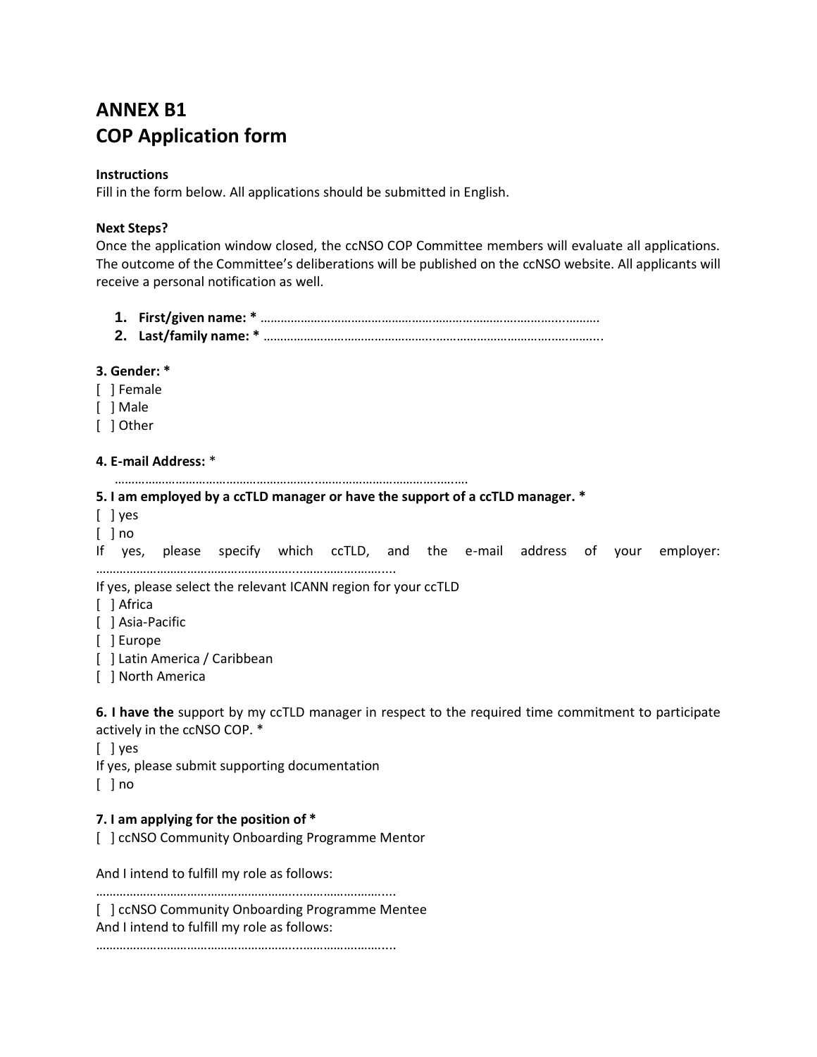# ANNEX B1
# COP Application form

**Instructions**
Fill in the form below. All applications should be submitted in English.

**Next Steps?**
Once the application window closed, the ccNSO COP Committee members will evaluate all applications. The outcome of the Committee's deliberations will be published on the ccNSO website. All applicants will receive a personal notification as well.

1. **First/given name: *** ………………………………………………………………………………….……….
2. **Last/family name: *** ……………………………………………..…………………………….………..

**3. Gender: ***
[ ] Female
[ ] Male
[ ] Other

**4. E-mail Address:** *
………………………………………………..…………………………….….…

**5. I am employed by a ccTLD manager or have the support of a ccTLD manager. ***
[ ] yes
[ ] no
If yes, please specify which ccTLD, and the e-mail address of your employer:
………………………………………………..……………………....
If yes, please select the relevant ICANN region for your ccTLD
[ ] Africa
[ ] Asia-Pacific
[ ] Europe
[ ] Latin America / Caribbean
[ ] North America

**6. I have the** support by my ccTLD manager in respect to the required time commitment to participate actively in the ccNSO COP. *
[ ] yes
If yes, please submit supporting documentation
[ ] no

**7. I am applying for the position of ***
[ ] ccNSO Community Onboarding Programme Mentor

And I intend to fulfill my role as follows:
………………………………………………..……………………....
[ ] ccNSO Community Onboarding Programme Mentee
And I intend to fulfill my role as follows:
………………………………………………..……………………....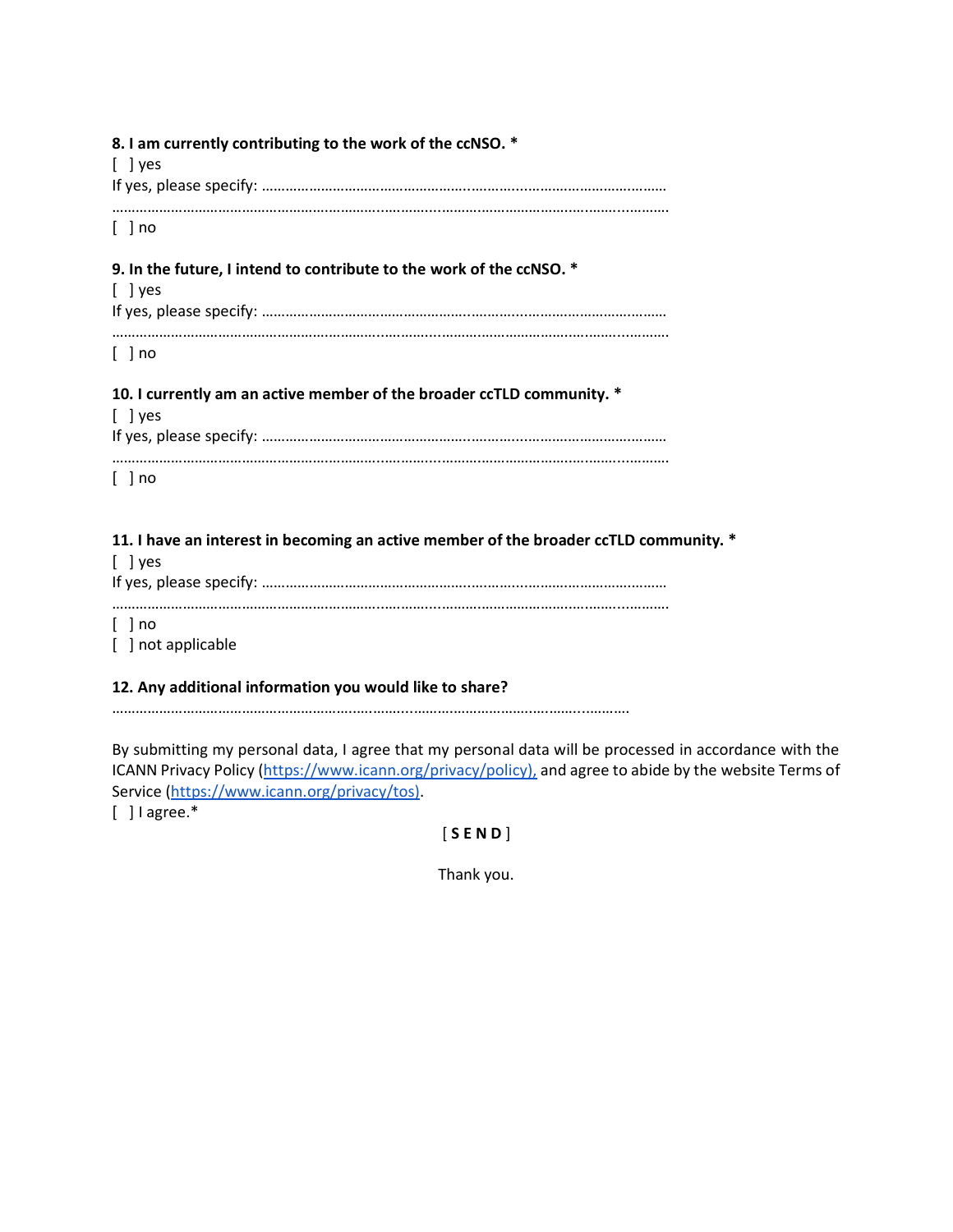**8. I am currently contributing to the work of the ccNSO. ***

[ ] yes

If yes, please specify: ……………………………………………………………………………………………………

……………………………………………………………………………………………………………………………………

[ ] no

**9. In the future, I intend to contribute to the work of the ccNSO. ***

[ ] yes

If yes, please specify: ……………………………………………………………………………………………………

……………………………………………………………………………………………………………………………………

[ ] no

**10. I currently am an active member of the broader ccTLD community. ***

[ ] yes

If yes, please specify: ……………………………………………………………………………………………………

……………………………………………………………………………………………………………………………………

[ ] no

**11. I have an interest in becoming an active member of the broader ccTLD community. ***

[ ] yes

If yes, please specify: ……………………………………………………………………………………………………

……………………………………………………………………………………………………………………………………

[ ] no

[ ] not applicable

**12. Any additional information you would like to share?**

……………………………………………………………………………………………………………………………

By submitting my personal data, I agree that my personal data will be processed in accordance with the ICANN Privacy Policy (https://www.icann.org/privacy/policy), and agree to abide by the website Terms of Service (https://www.icann.org/privacy/tos).

[ ] I agree.*

[ **S E N D** ]

Thank you.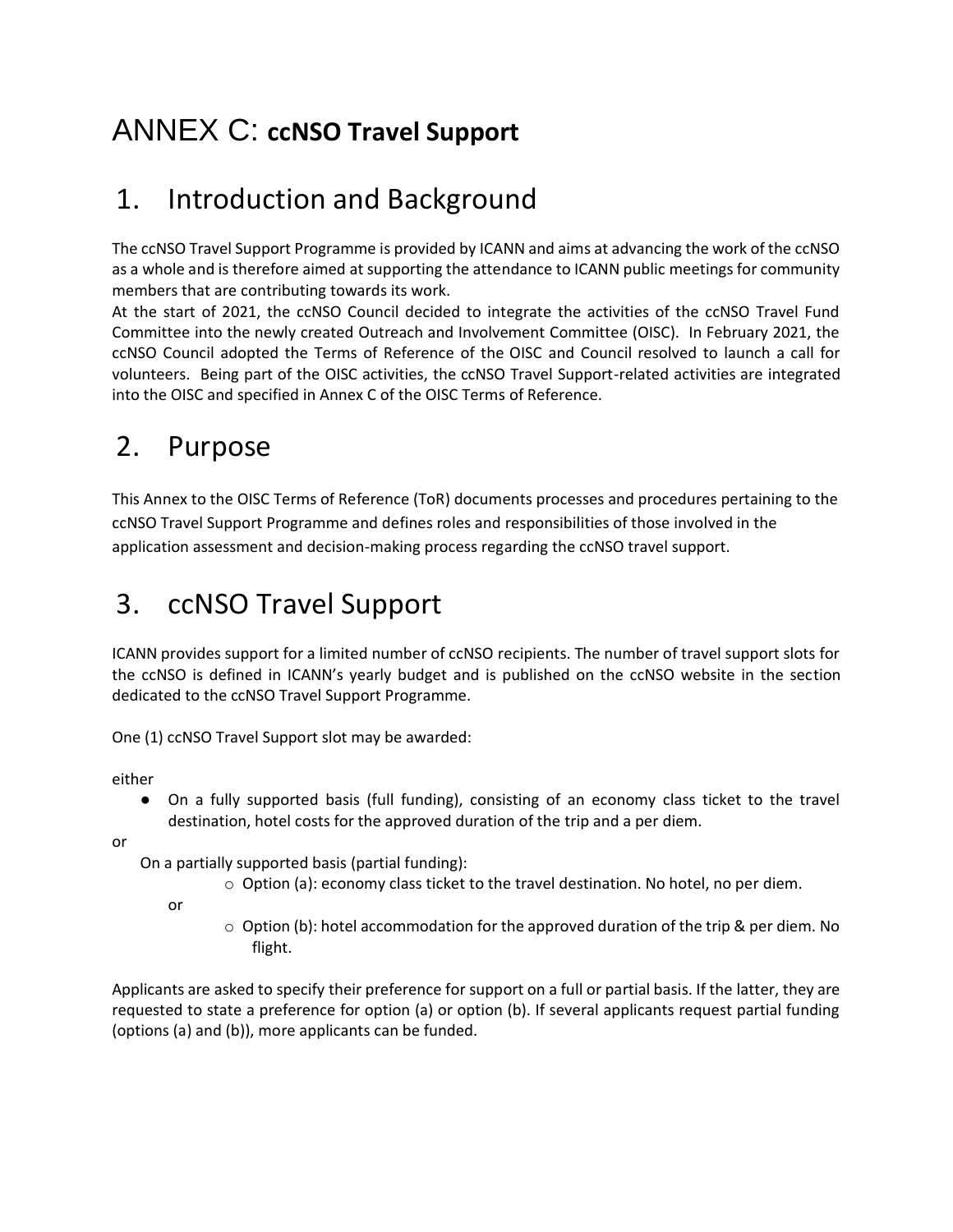# ANNEX C: **ccNSO Travel Support**

## 1. Introduction and Background

The ccNSO Travel Support Programme is provided by ICANN and aims at advancing the work of the ccNSO as a whole and is therefore aimed at supporting the attendance to ICANN public meetings for community members that are contributing towards its work.

At the start of 2021, the ccNSO Council decided to integrate the activities of the ccNSO Travel Fund Committee into the newly created Outreach and Involvement Committee (OISC). In February 2021, the ccNSO Council adopted the Terms of Reference of the OISC and Council resolved to launch a call for volunteers. Being part of the OISC activities, the ccNSO Travel Support-related activities are integrated into the OISC and specified in Annex C of the OISC Terms of Reference.

## 2. Purpose

This Annex to the OISC Terms of Reference (ToR) documents processes and procedures pertaining to the ccNSO Travel Support Programme and defines roles and responsibilities of those involved in the application assessment and decision-making process regarding the ccNSO travel support.

## 3. ccNSO Travel Support

ICANN provides support for a limited number of ccNSO recipients. The number of travel support slots for the ccNSO is defined in ICANN's yearly budget and is published on the ccNSO website in the section dedicated to the ccNSO Travel Support Programme.

One (1) ccNSO Travel Support slot may be awarded:

either

- On a fully supported basis (full funding), consisting of an economy class ticket to the travel destination, hotel costs for the approved duration of the trip and a per diem.

or

On a partially supported basis (partial funding):

- Option (a): economy class ticket to the travel destination. No hotel, no per diem.

or

- Option (b): hotel accommodation for the approved duration of the trip & per diem. No flight.

Applicants are asked to specify their preference for support on a full or partial basis. If the latter, they are requested to state a preference for option (a) or option (b). If several applicants request partial funding (options (a) and (b)), more applicants can be funded.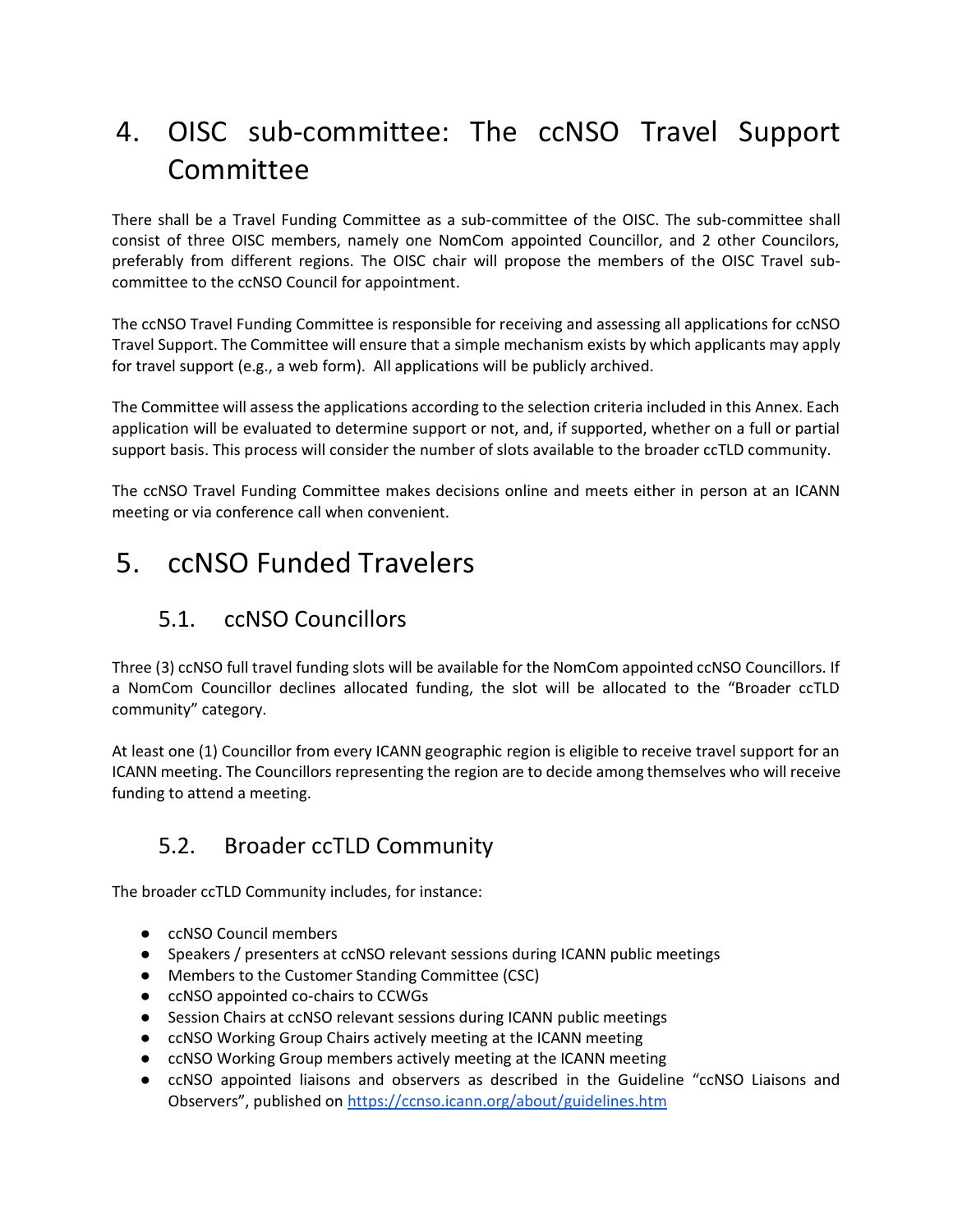# 4. OISC sub-committee: The ccNSO Travel Support Committee

There shall be a Travel Funding Committee as a sub-committee of the OISC. The sub-committee shall consist of three OISC members, namely one NomCom appointed Councillor, and 2 other Councillors, preferably from different regions. The OISC chair will propose the members of the OISC Travel sub-committee to the ccNSO Council for appointment.

The ccNSO Travel Funding Committee is responsible for receiving and assessing all applications for ccNSO Travel Support. The Committee will ensure that a simple mechanism exists by which applicants may apply for travel support (e.g., a web form). All applications will be publicly archived.

The Committee will assess the applications according to the selection criteria included in this Annex. Each application will be evaluated to determine support or not, and, if supported, whether on a full or partial support basis. This process will consider the number of slots available to the broader ccTLD community.

The ccNSO Travel Funding Committee makes decisions online and meets either in person at an ICANN meeting or via conference call when convenient.

# 5. ccNSO Funded Travelers

## 5.1. ccNSO Councillors

Three (3) ccNSO full travel funding slots will be available for the NomCom appointed ccNSO Councillors. If a NomCom Councillor declines allocated funding, the slot will be allocated to the "Broader ccTLD community" category.

At least one (1) Councillor from every ICANN geographic region is eligible to receive travel support for an ICANN meeting. The Councillors representing the region are to decide among themselves who will receive funding to attend a meeting.

## 5.2. Broader ccTLD Community

The broader ccTLD Community includes, for instance:

- ccNSO Council members
- Speakers / presenters at ccNSO relevant sessions during ICANN public meetings
- Members to the Customer Standing Committee (CSC)
- ccNSO appointed co-chairs to CCWGs
- Session Chairs at ccNSO relevant sessions during ICANN public meetings
- ccNSO Working Group Chairs actively meeting at the ICANN meeting
- ccNSO Working Group members actively meeting at the ICANN meeting
- ccNSO appointed liaisons and observers as described in the Guideline "ccNSO Liaisons and Observers", published on https://ccnso.icann.org/about/guidelines.htm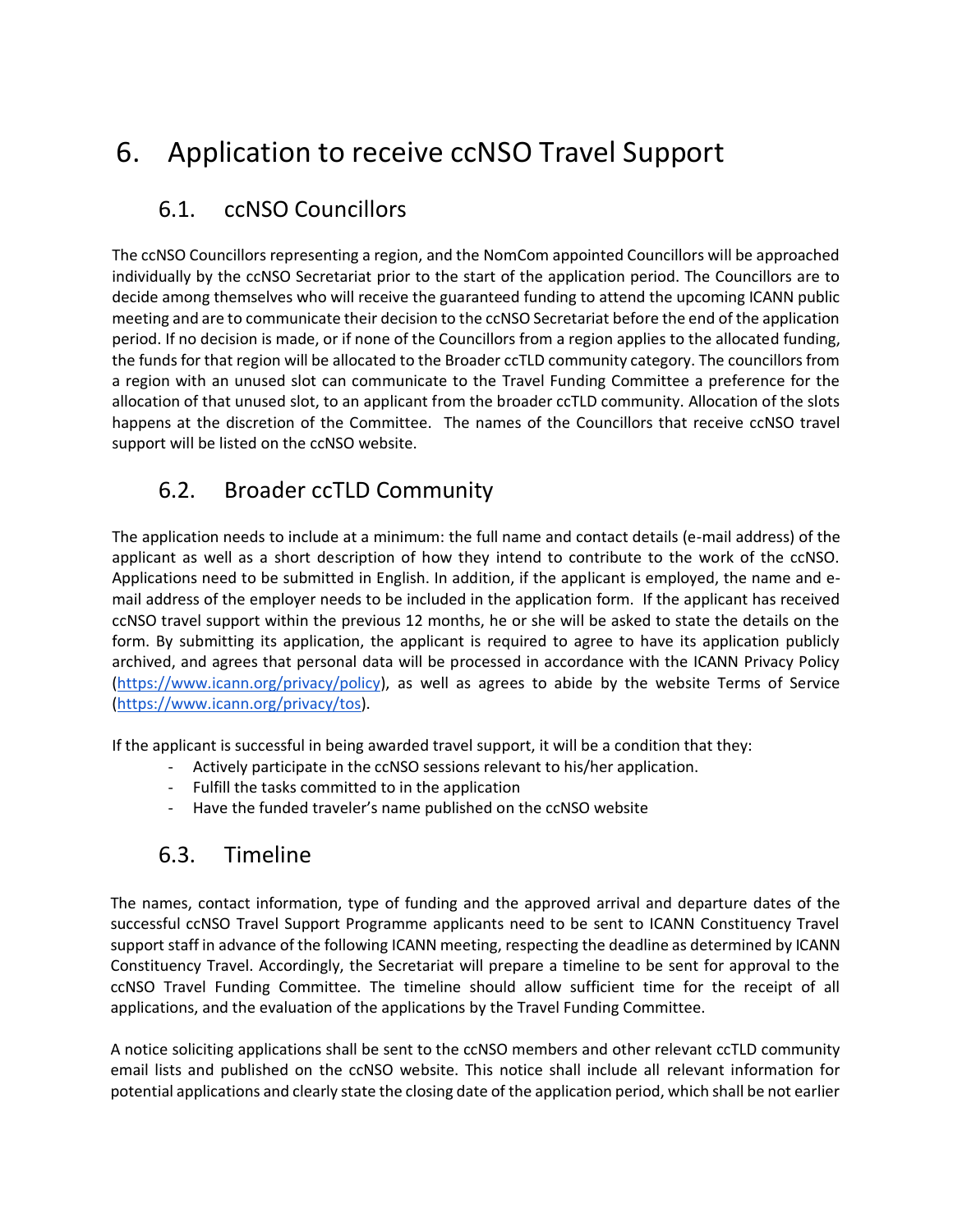# 6. Application to receive ccNSO Travel Support

## 6.1. ccNSO Councillors

The ccNSO Councillors representing a region, and the NomCom appointed Councillors will be approached individually by the ccNSO Secretariat prior to the start of the application period. The Councillors are to decide among themselves who will receive the guaranteed funding to attend the upcoming ICANN public meeting and are to communicate their decision to the ccNSO Secretariat before the end of the application period. If no decision is made, or if none of the Councillors from a region applies to the allocated funding, the funds for that region will be allocated to the Broader ccTLD community category. The councillors from a region with an unused slot can communicate to the Travel Funding Committee a preference for the allocation of that unused slot, to an applicant from the broader ccTLD community. Allocation of the slots happens at the discretion of the Committee. The names of the Councillors that receive ccNSO travel support will be listed on the ccNSO website.

## 6.2. Broader ccTLD Community

The application needs to include at a minimum: the full name and contact details (e-mail address) of the applicant as well as a short description of how they intend to contribute to the work of the ccNSO. Applications need to be submitted in English. In addition, if the applicant is employed, the name and e-mail address of the employer needs to be included in the application form. If the applicant has received ccNSO travel support within the previous 12 months, he or she will be asked to state the details on the form. By submitting its application, the applicant is required to agree to have its application publicly archived, and agrees that personal data will be processed in accordance with the ICANN Privacy Policy (https://www.icann.org/privacy/policy), as well as agrees to abide by the website Terms of Service (https://www.icann.org/privacy/tos).

If the applicant is successful in being awarded travel support, it will be a condition that they:

- Actively participate in the ccNSO sessions relevant to his/her application.
- Fulfill the tasks committed to in the application
- Have the funded traveler's name published on the ccNSO website

## 6.3. Timeline

The names, contact information, type of funding and the approved arrival and departure dates of the successful ccNSO Travel Support Programme applicants need to be sent to ICANN Constituency Travel support staff in advance of the following ICANN meeting, respecting the deadline as determined by ICANN Constituency Travel. Accordingly, the Secretariat will prepare a timeline to be sent for approval to the ccNSO Travel Funding Committee. The timeline should allow sufficient time for the receipt of all applications, and the evaluation of the applications by the Travel Funding Committee.

A notice soliciting applications shall be sent to the ccNSO members and other relevant ccTLD community email lists and published on the ccNSO website. This notice shall include all relevant information for potential applications and clearly state the closing date of the application period, which shall be not earlier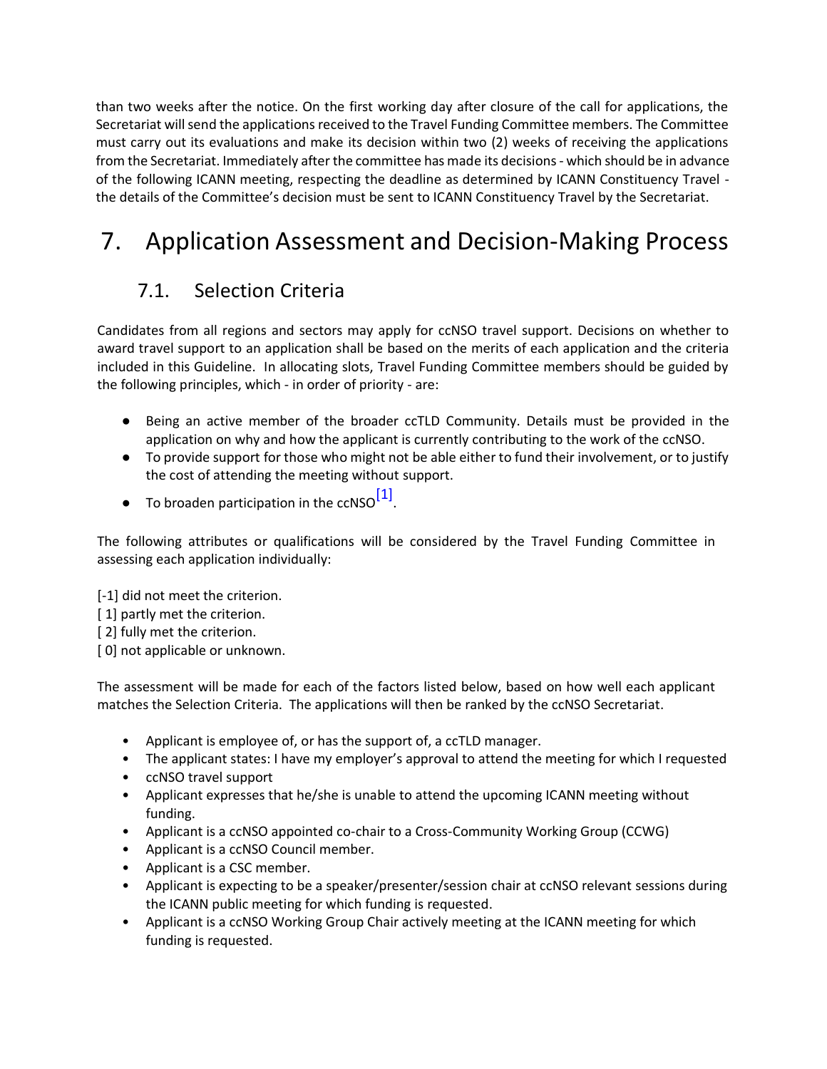than two weeks after the notice. On the first working day after closure of the call for applications, the Secretariat will send the applications received to the Travel Funding Committee members. The Committee must carry out its evaluations and make its decision within two (2) weeks of receiving the applications from the Secretariat. Immediately after the committee has made its decisions - which should be in advance of the following ICANN meeting, respecting the deadline as determined by ICANN Constituency Travel - the details of the Committee's decision must be sent to ICANN Constituency Travel by the Secretariat.

# 7. Application Assessment and Decision-Making Process

## 7.1. Selection Criteria

Candidates from all regions and sectors may apply for ccNSO travel support. Decisions on whether to award travel support to an application shall be based on the merits of each application and the criteria included in this Guideline. In allocating slots, Travel Funding Committee members should be guided by the following principles, which - in order of priority - are:

- Being an active member of the broader ccTLD Community. Details must be provided in the application on why and how the applicant is currently contributing to the work of the ccNSO.
- To provide support for those who might not be able either to fund their involvement, or to justify the cost of attending the meeting without support.
- To broaden participation in the ccNSO[1].

The following attributes or qualifications will be considered by the Travel Funding Committee in assessing each application individually:

[-1] did not meet the criterion.
[ 1] partly met the criterion.
[ 2] fully met the criterion.
[ 0] not applicable or unknown.

The assessment will be made for each of the factors listed below, based on how well each applicant matches the Selection Criteria. The applications will then be ranked by the ccNSO Secretariat.

- Applicant is employee of, or has the support of, a ccTLD manager.
- The applicant states: I have my employer's approval to attend the meeting for which I requested
- ccNSO travel support
- Applicant expresses that he/she is unable to attend the upcoming ICANN meeting without funding.
- Applicant is a ccNSO appointed co-chair to a Cross-Community Working Group (CCWG)
- Applicant is a ccNSO Council member.
- Applicant is a CSC member.
- Applicant is expecting to be a speaker/presenter/session chair at ccNSO relevant sessions during the ICANN public meeting for which funding is requested.
- Applicant is a ccNSO Working Group Chair actively meeting at the ICANN meeting for which funding is requested.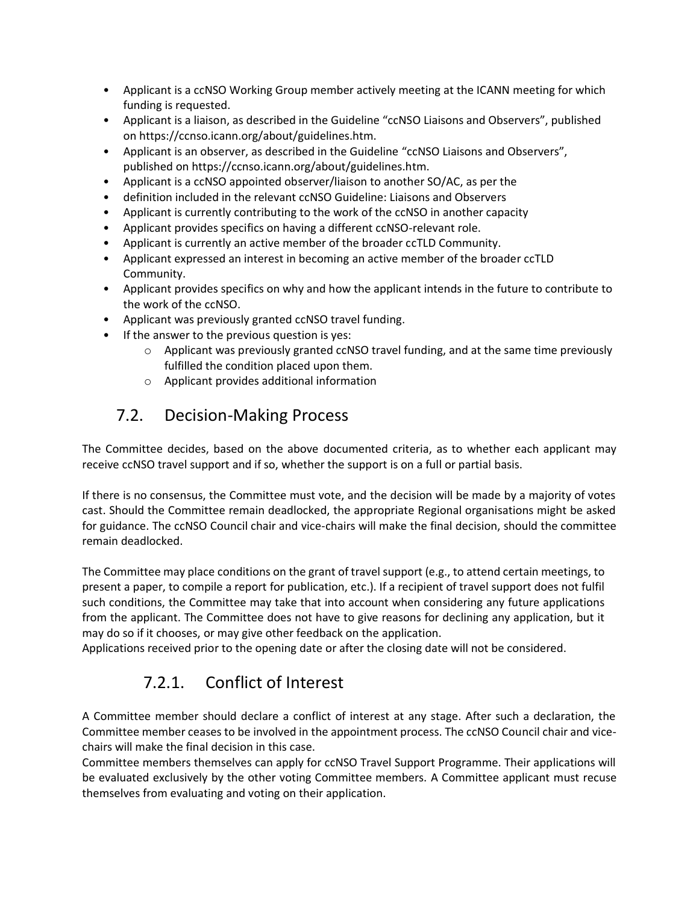- Applicant is a ccNSO Working Group member actively meeting at the ICANN meeting for which funding is requested.
- Applicant is a liaison, as described in the Guideline "ccNSO Liaisons and Observers", published on https://ccnso.icann.org/about/guidelines.htm.
- Applicant is an observer, as described in the Guideline "ccNSO Liaisons and Observers", published on https://ccnso.icann.org/about/guidelines.htm.
- Applicant is a ccNSO appointed observer/liaison to another SO/AC, as per the
- definition included in the relevant ccNSO Guideline: Liaisons and Observers
- Applicant is currently contributing to the work of the ccNSO in another capacity
- Applicant provides specifics on having a different ccNSO-relevant role.
- Applicant is currently an active member of the broader ccTLD Community.
- Applicant expressed an interest in becoming an active member of the broader ccTLD Community.
- Applicant provides specifics on why and how the applicant intends in the future to contribute to the work of the ccNSO.
- Applicant was previously granted ccNSO travel funding.
- If the answer to the previous question is yes:
  - Applicant was previously granted ccNSO travel funding, and at the same time previously fulfilled the condition placed upon them.
  - Applicant provides additional information

## 7.2. Decision-Making Process

The Committee decides, based on the above documented criteria, as to whether each applicant may receive ccNSO travel support and if so, whether the support is on a full or partial basis.

If there is no consensus, the Committee must vote, and the decision will be made by a majority of votes cast. Should the Committee remain deadlocked, the appropriate Regional organisations might be asked for guidance. The ccNSO Council chair and vice-chairs will make the final decision, should the committee remain deadlocked.

The Committee may place conditions on the grant of travel support (e.g., to attend certain meetings, to present a paper, to compile a report for publication, etc.). If a recipient of travel support does not fulfil such conditions, the Committee may take that into account when considering any future applications from the applicant. The Committee does not have to give reasons for declining any application, but it may do so if it chooses, or may give other feedback on the application.
Applications received prior to the opening date or after the closing date will not be considered.

### 7.2.1. Conflict of Interest

A Committee member should declare a conflict of interest at any stage. After such a declaration, the Committee member ceases to be involved in the appointment process. The ccNSO Council chair and vice-chairs will make the final decision in this case.
Committee members themselves can apply for ccNSO Travel Support Programme. Their applications will be evaluated exclusively by the other voting Committee members. A Committee applicant must recuse themselves from evaluating and voting on their application.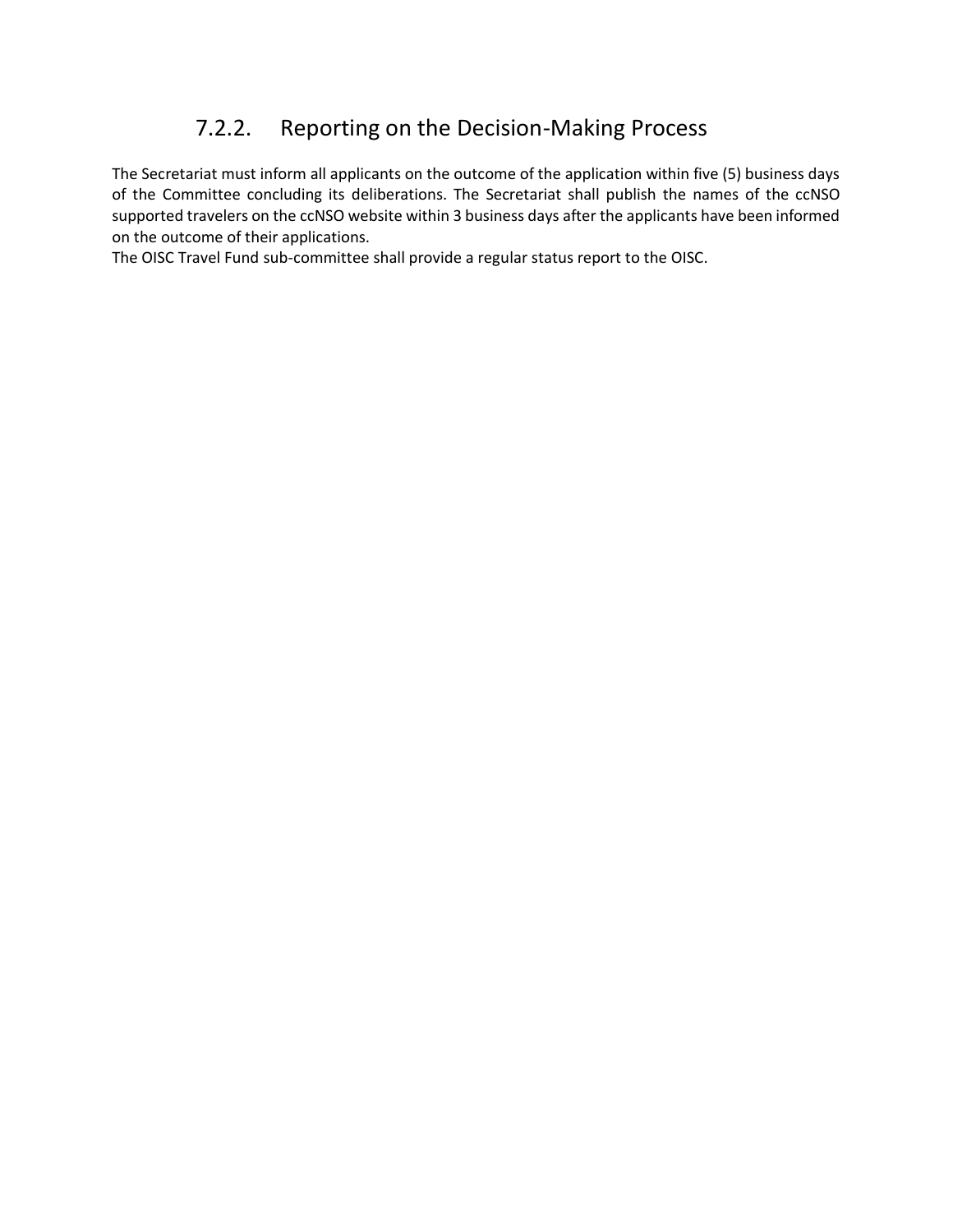### 7.2.2. Reporting on the Decision-Making Process

The Secretariat must inform all applicants on the outcome of the application within five (5) business days of the Committee concluding its deliberations. The Secretariat shall publish the names of the ccNSO supported travelers on the ccNSO website within 3 business days after the applicants have been informed on the outcome of their applications.

The OISC Travel Fund sub-committee shall provide a regular status report to the OISC.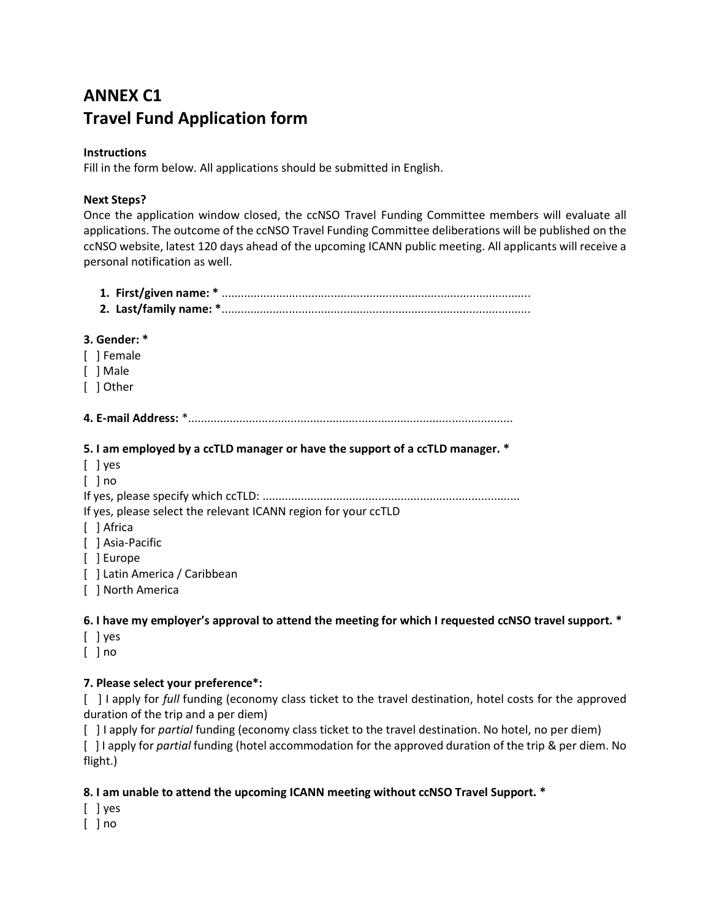# ANNEX C1
# Travel Fund Application form

**Instructions**
Fill in the form below. All applications should be submitted in English.

**Next Steps?**
Once the application window closed, the ccNSO Travel Funding Committee members will evaluate all applications. The outcome of the ccNSO Travel Funding Committee deliberations will be published on the ccNSO website, latest 120 days ahead of the upcoming ICANN public meeting. All applicants will receive a personal notification as well.

1. **First/given name: *** ................................................................................................
2. **Last/family name: ***................................................................................................

**3. Gender: ***
[ ] Female
[ ] Male
[ ] Other

**4. E-mail Address:** *...................................................................................................

**5. I am employed by a ccTLD manager or have the support of a ccTLD manager. ***
[ ] yes
[ ] no
If yes, please specify which ccTLD: ...............................................................................
If yes, please select the relevant ICANN region for your ccTLD
[ ] Africa
[ ] Asia-Pacific
[ ] Europe
[ ] Latin America / Caribbean
[ ] North America

**6. I have my employer's approval to attend the meeting for which I requested ccNSO travel support. ***
[ ] yes
[ ] no

**7. Please select your preference*:**
[ ] I apply for *full* funding (economy class ticket to the travel destination, hotel costs for the approved duration of the trip and a per diem)
[ ] I apply for *partial* funding (economy class ticket to the travel destination. No hotel, no per diem)
[ ] I apply for *partial* funding (hotel accommodation for the approved duration of the trip & per diem. No flight.)

**8. I am unable to attend the upcoming ICANN meeting without ccNSO Travel Support. ***
[ ] yes
[ ] no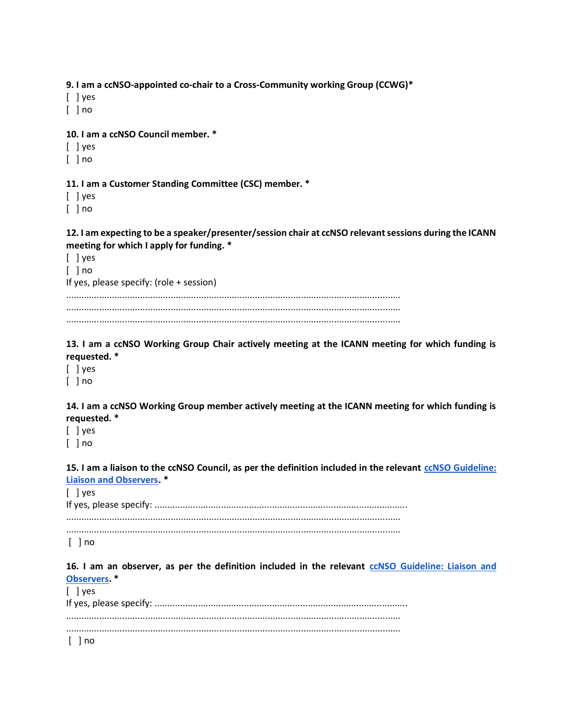**9. I am a ccNSO-appointed co-chair to a Cross-Community working Group (CCWG)***

[ ] yes

[ ] no

**10. I am a ccNSO Council member. ***

[ ] yes

[ ] no

**11. I am a Customer Standing Committee (CSC) member. ***

[ ] yes

[ ] no

**12. I am expecting to be a speaker/presenter/session chair at ccNSO relevant sessions during the ICANN meeting for which I apply for funding. ***

[ ] yes

[ ] no

If yes, please specify: (role + session)

……………………………………………………………………………………………………………………

……………………………………………………………………………………………………………………

……………………………………………………………………………………………………………………

**13. I am a ccNSO Working Group Chair actively meeting at the ICANN meeting for which funding is requested. ***

[ ] yes

[ ] no

**14. I am a ccNSO Working Group member actively meeting at the ICANN meeting for which funding is requested. ***

[ ] yes

[ ] no

**15. I am a liaison to the ccNSO Council, as per the definition included in the relevant ccNSO Guideline: Liaison and Observers. ***

[ ] yes

If yes, please specify: ………………………………………………………………………………………

……………………………………………………………………………………………………………………

……………………………………………………………………………………………………………………

[ ] no

**16. I am an observer, as per the definition included in the relevant ccNSO Guideline: Liaison and Observers. ***

[ ] yes

If yes, please specify: ………………………………………………………………………………………

……………………………………………………………………………………………………………………

……………………………………………………………………………………………………………………

[ ] no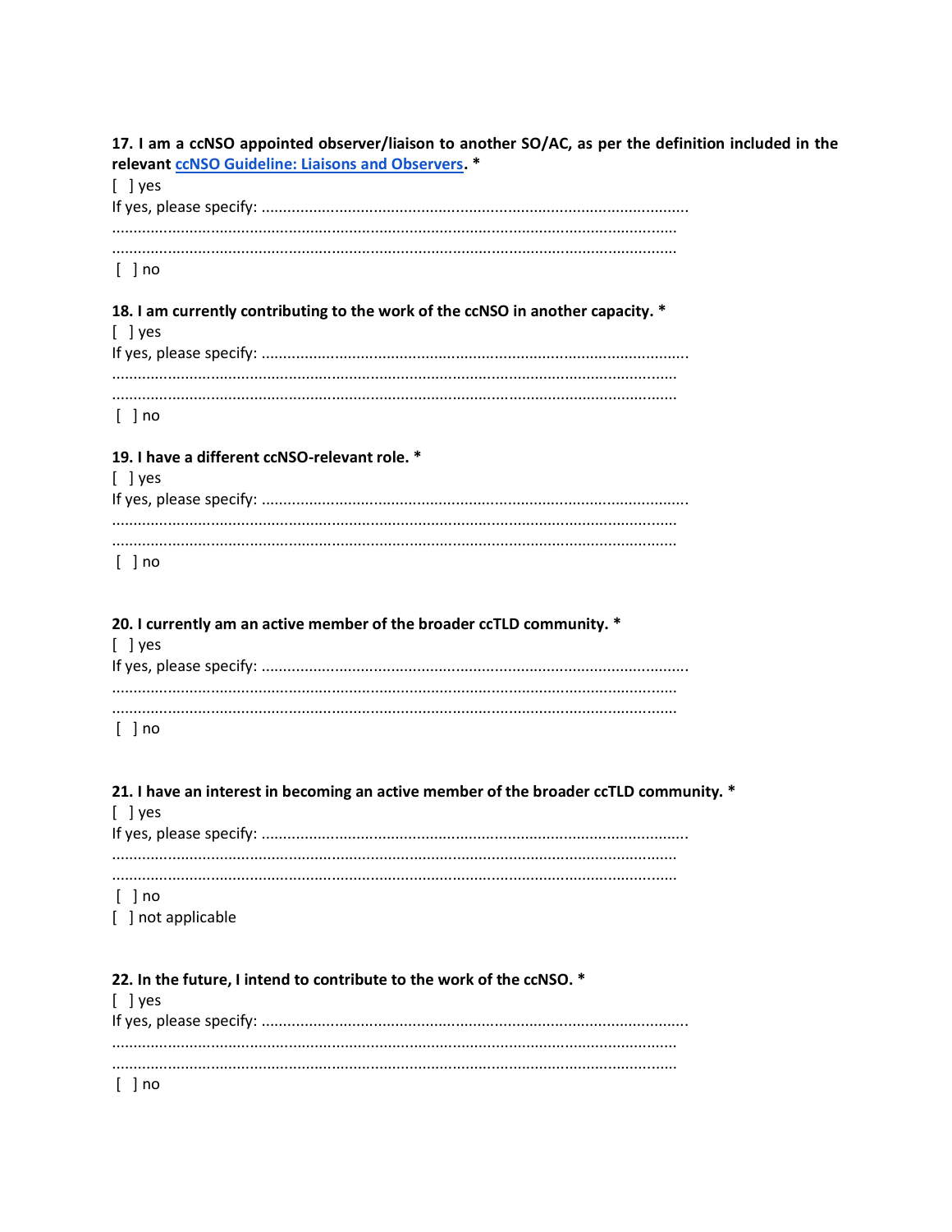**17. I am a ccNSO appointed observer/liaison to another SO/AC, as per the definition included in the relevant ccNSO Guideline: Liaisons and Observers. ***

[ ] yes

If yes, please specify: ..................................................................................................

..................................................................................................................................

..................................................................................................................................

[ ] no

**18. I am currently contributing to the work of the ccNSO in another capacity. ***

[ ] yes

If yes, please specify: ..................................................................................................

..................................................................................................................................

..................................................................................................................................

[ ] no

**19. I have a different ccNSO-relevant role. ***

[ ] yes

If yes, please specify: ..................................................................................................

..................................................................................................................................

..................................................................................................................................

[ ] no

**20. I currently am an active member of the broader ccTLD community. ***

[ ] yes

If yes, please specify: ..................................................................................................

..................................................................................................................................

..................................................................................................................................

[ ] no

**21. I have an interest in becoming an active member of the broader ccTLD community. ***

[ ] yes

If yes, please specify: ..................................................................................................

..................................................................................................................................

..................................................................................................................................

[ ] no

[ ] not applicable

**22. In the future, I intend to contribute to the work of the ccNSO. ***

[ ] yes

If yes, please specify: ..................................................................................................

..................................................................................................................................

..................................................................................................................................

[ ] no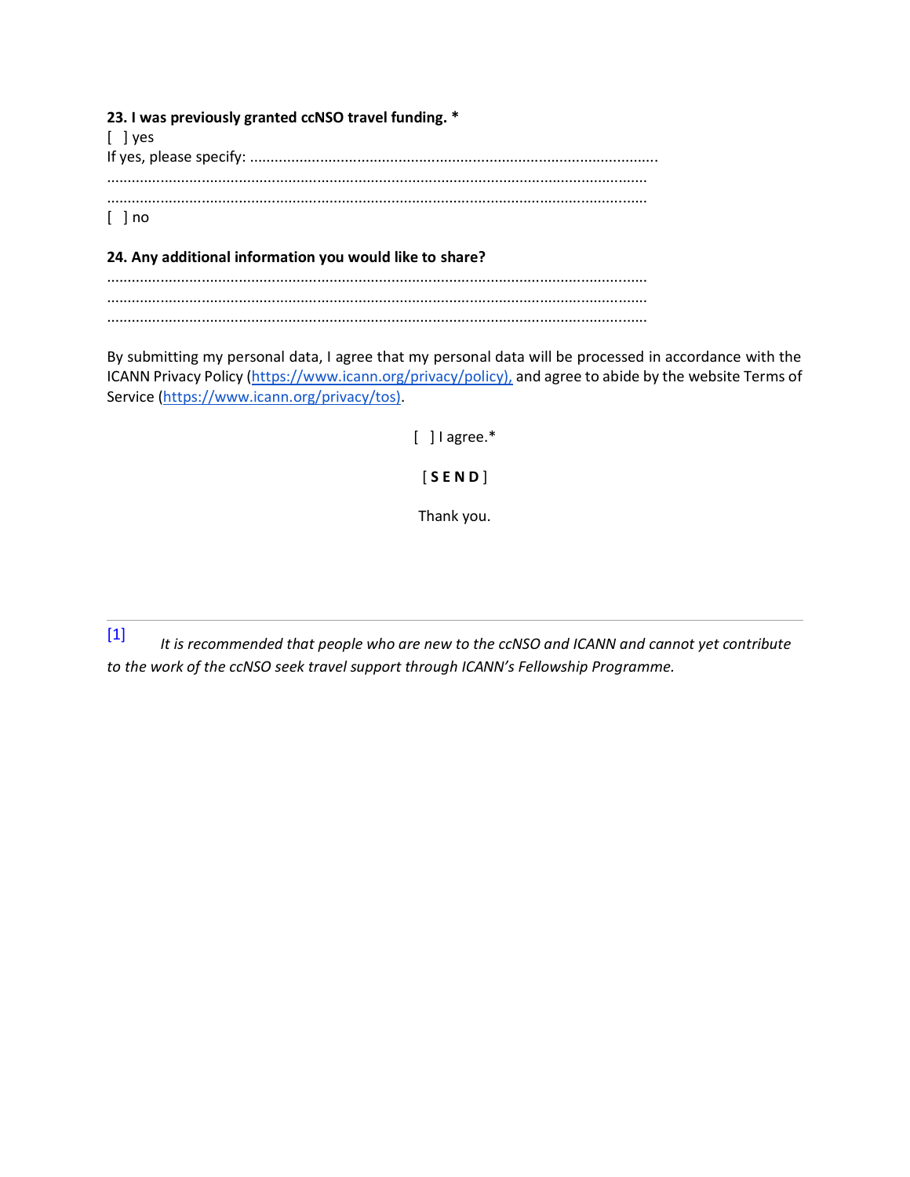**23. I was previously granted ccNSO travel funding. ***

[ ] yes

If yes, please specify: ....................................................................................................

..............................................................................................................................

..............................................................................................................................

[ ] no

**24. Any additional information you would like to share?**

..............................................................................................................................

..............................................................................................................................

..............................................................................................................................

By submitting my personal data, I agree that my personal data will be processed in accordance with the ICANN Privacy Policy (https://www.icann.org/privacy/policy), and agree to abide by the website Terms of Service (https://www.icann.org/privacy/tos).

[ ] I agree.*

[ **S E N D** ]

Thank you.

---

[1] *It is recommended that people who are new to the ccNSO and ICANN and cannot yet contribute to the work of the ccNSO seek travel support through ICANN's Fellowship Programme.*